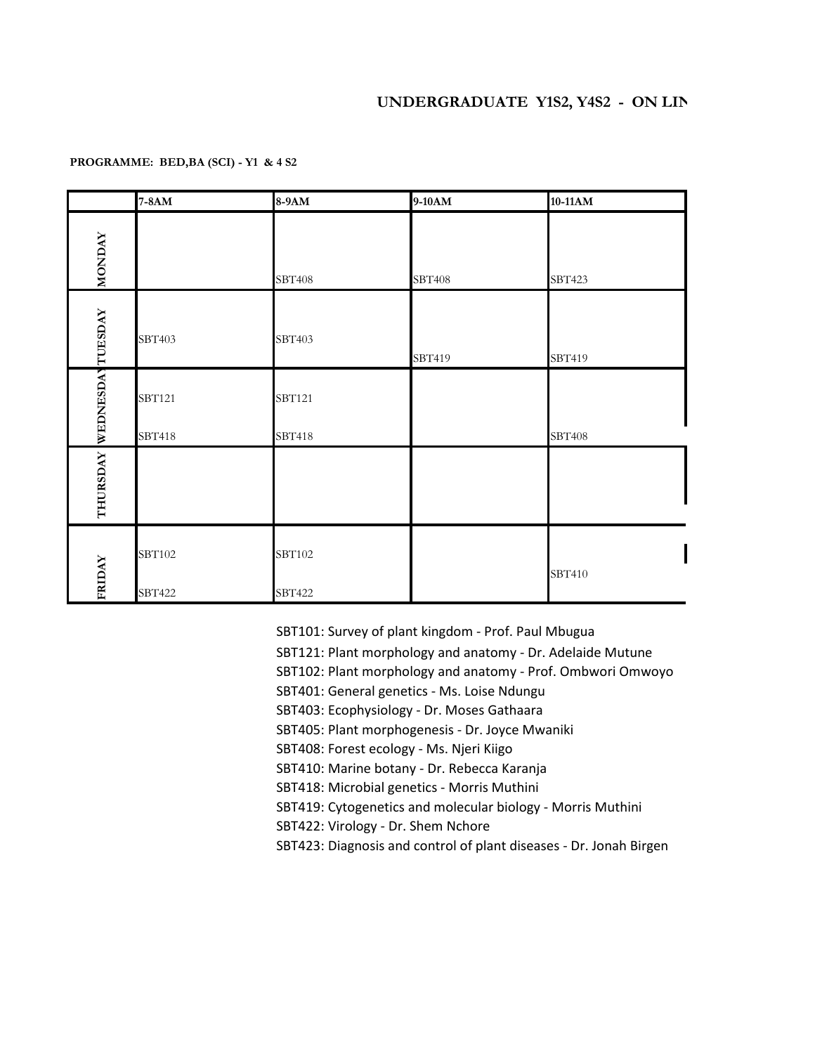# UNDERGRADUATE Y1S2, Y4S2 - ON LIN

**PROGRAMME: BED,BA (SCI) - Y1 & 4 S2**

| | 7-8AM | 8-9AM | 9-10AM | 10-11AM |
|---|---|---|---|---|
| MONDAY | | SBT408 | SBT408 | SBT423 |
| TUESDAY | SBT403 | SBT403 | SBT419 | SBT419 |
| WEDNESDAY | SBT121<br>SBT418 | SBT121<br>SBT418 | | SBT408 |
| THURSDAY | | | | |
| FRIDAY | SBT102<br>SBT422 | SBT102<br>SBT422 | | SBT410 |

SBT101: Survey of plant kingdom - Prof. Paul Mbugua
SBT121: Plant morphology and anatomy - Dr. Adelaide Mutune
SBT102: Plant morphology and anatomy - Prof. Ombwori Omwoyo
SBT401: General genetics - Ms. Loise Ndungu
SBT403: Ecophysiology - Dr. Moses Gathaara
SBT405: Plant morphogenesis - Dr. Joyce Mwaniki
SBT408: Forest ecology - Ms. Njeri Kiigo
SBT410: Marine botany - Dr. Rebecca Karanja
SBT418: Microbial genetics - Morris Muthini
SBT419: Cytogenetics and molecular biology - Morris Muthini
SBT422: Virology - Dr. Shem Nchore
SBT423: Diagnosis and control of plant diseases - Dr. Jonah Birgen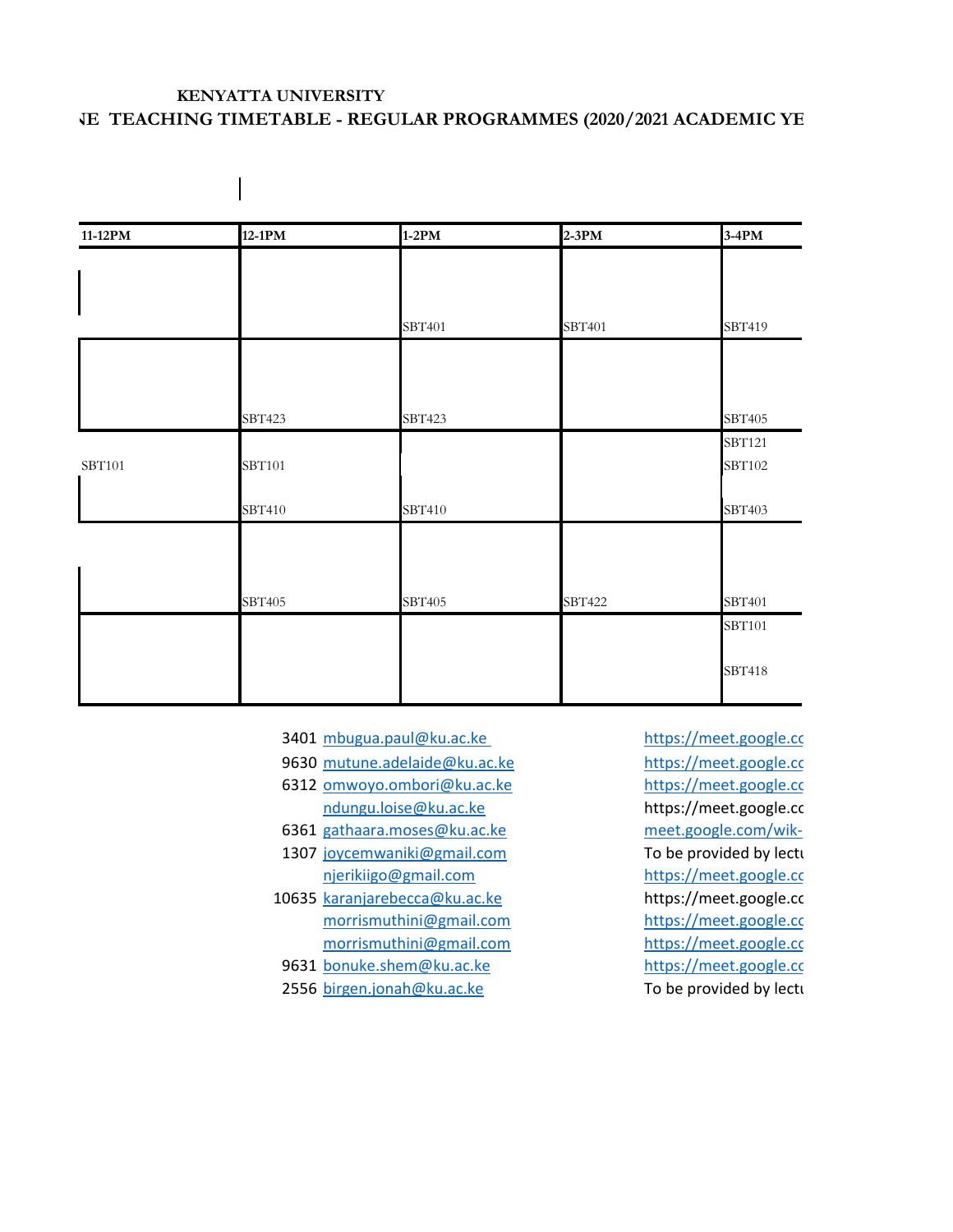**KENYATTA UNIVERSITY**

**NE TEACHING TIMETABLE - REGULAR PROGRAMMES (2020/2021 ACADEMIC YE**

| 11-12PM | 12-1PM | 1-2PM | 2-3PM | 3-4PM |
|---|---|---|---|---|
| | | SBT401 | SBT401 | SBT419 |
| | SBT423 | SBT423 | | SBT405 |
| SBT101 | SBT101<br>SBT410 | SBT410 | | SBT121<br>SBT102<br>SBT403 |
| | SBT405 | SBT405 | SBT422 | SBT401 |
| | | | | SBT101<br>SBT418 |

| | | |
|---|---|---|
| 3401 | mbugua.paul@ku.ac.ke | https://meet.google.cc |
| 9630 | mutune.adelaide@ku.ac.ke | https://meet.google.cc |
| 6312 | omwoyo.ombori@ku.ac.ke | https://meet.google.cc |
| | ndungu.loise@ku.ac.ke | https://meet.google.cc |
| 6361 | gathaara.moses@ku.ac.ke | meet.google.com/wik- |
| 1307 | joycemwaniki@gmail.com | To be provided by lectu |
| | njerikiigo@gmail.com | https://meet.google.cc |
| 10635 | karanjarebecca@ku.ac.ke | https://meet.google.cc |
| | morrismuthini@gmail.com | https://meet.google.cc |
| | morrismuthini@gmail.com | https://meet.google.cc |
| 9631 | bonuke.shem@ku.ac.ke | https://meet.google.cc |
| 2556 | birgen.jonah@ku.ac.ke | To be provided by lectu |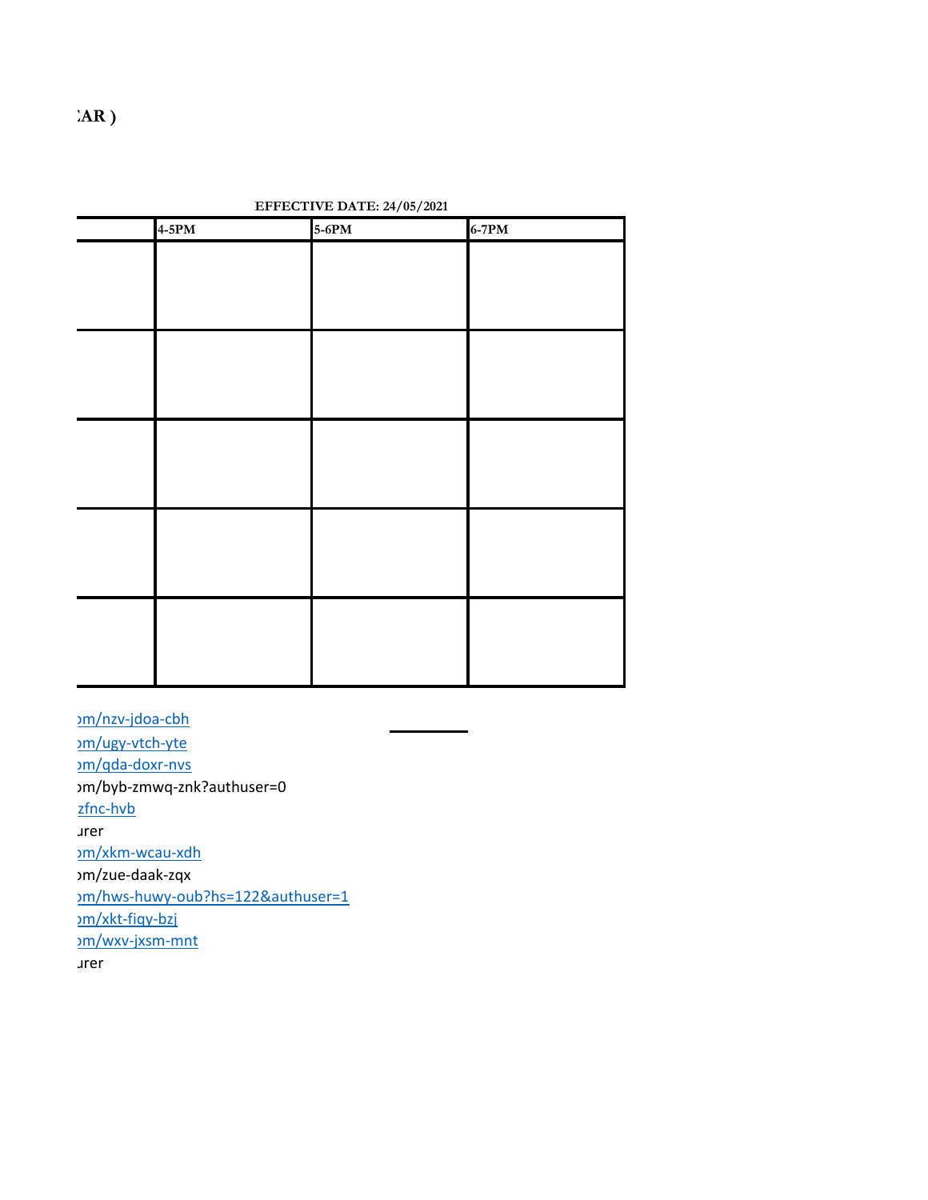:AR )

EFFECTIVE DATE: 24/05/2021

| | 4-5PM | 5-6PM | 6-7PM |
|---|---|---|---|
| | | | |
| | | | |
| | | | |
| | | | |
| | | | |

›m/nzv-jdoa-cbh
›m/ugy-vtch-yte
›m/qda-doxr-nvs
›m/byb-zmwq-znk?authuser=0
zfnc-hvb
ırer
›m/xkm-wcau-xdh
›m/zue-daak-zqx
›m/hws-huwy-oub?hs=122&authuser=1
›m/xkt-fiqy-bzj
›m/wxv-jxsm-mnt
ırer